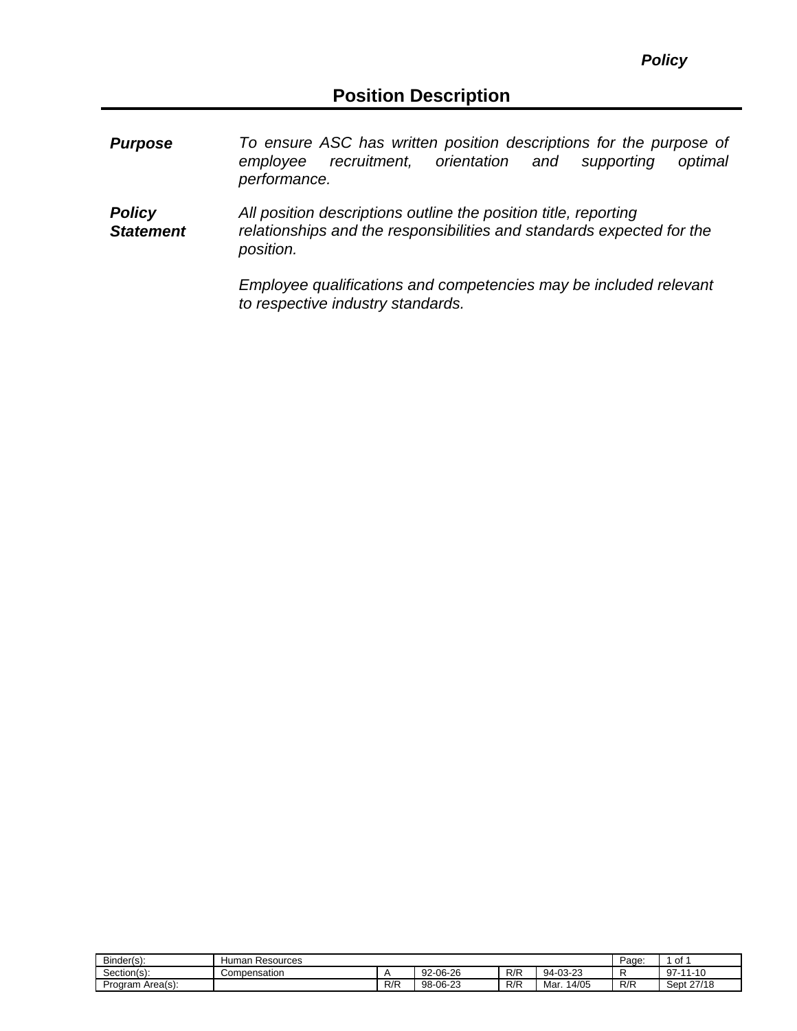*Policy*

# Position Description

**Purpose**

*To ensure ASC has written position descriptions for the purpose of employee recruitment, orientation and supporting optimal performance.*

**Policy Statement**

*All position descriptions outline the position title, reporting relationships and the responsibilities and standards expected for the position.*

*Employee qualifications and competencies may be included relevant to respective industry standards.*

| Binder(s): | Human Resources | | | | | Page: | 1 of 1 |
|---|---|---|---|---|---|---|---|
| Section(s): | Compensation | A | 92-06-26 | R/R | 94-03-23 | R | 97-11-10 |
| Program Area(s): | | R/R | 98-06-23 | R/R | Mar. 14/05 | R/R | Sept 27/18 |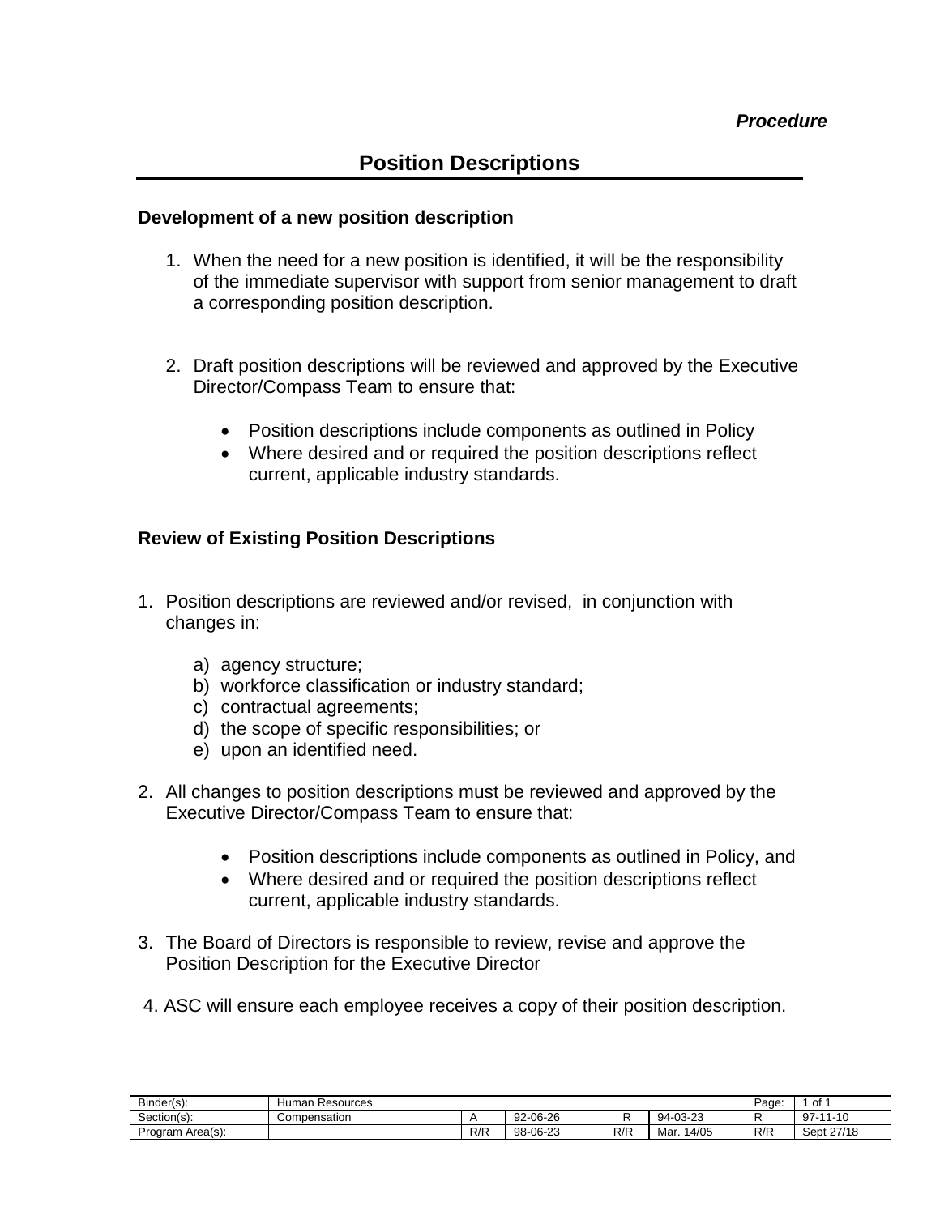***Procedure***

# Position Descriptions

### Development of a new position description

1. When the need for a new position is identified, it will be the responsibility of the immediate supervisor with support from senior management to draft a corresponding position description.

2. Draft position descriptions will be reviewed and approved by the Executive Director/Compass Team to ensure that:

   - Position descriptions include components as outlined in Policy
   - Where desired and or required the position descriptions reflect current, applicable industry standards.

### Review of Existing Position Descriptions

1. Position descriptions are reviewed and/or revised, in conjunction with changes in:

   a) agency structure;
   b) workforce classification or industry standard;
   c) contractual agreements;
   d) the scope of specific responsibilities; or
   e) upon an identified need.

2. All changes to position descriptions must be reviewed and approved by the Executive Director/Compass Team to ensure that:

   - Position descriptions include components as outlined in Policy, and
   - Where desired and or required the position descriptions reflect current, applicable industry standards.

3. The Board of Directors is responsible to review, revise and approve the Position Description for the Executive Director

4. ASC will ensure each employee receives a copy of their position description.

| | | | | | | | |
|---|---|---|---|---|---|---|---|
| Binder(s): | Human Resources | | | | | Page: | 1 of 1 |
| Section(s): | Compensation | A | 92-06-26 | R | 94-03-23 | R | 97-11-10 |
| Program Area(s): | | R/R | 98-06-23 | R/R | Mar. 14/05 | R/R | Sept 27/18 |